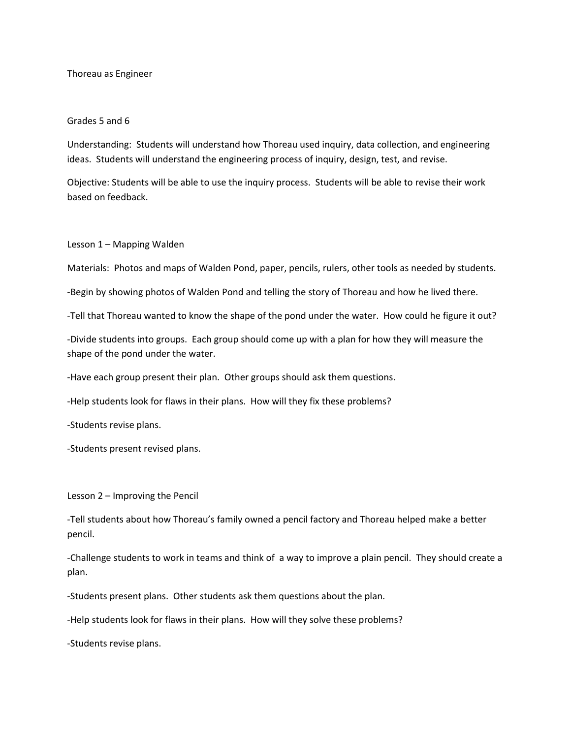# Thoreau as Engineer

Grades 5 and 6

Understanding: Students will understand how Thoreau used inquiry, data collection, and engineering ideas. Students will understand the engineering process of inquiry, design, test, and revise.

Objective: Students will be able to use the inquiry process. Students will be able to revise their work based on feedback.

## Lesson 1 – Mapping Walden

Materials: Photos and maps of Walden Pond, paper, pencils, rulers, other tools as needed by students.

-Begin by showing photos of Walden Pond and telling the story of Thoreau and how he lived there.

-Tell that Thoreau wanted to know the shape of the pond under the water. How could he figure it out?

-Divide students into groups. Each group should come up with a plan for how they will measure the shape of the pond under the water.

-Have each group present their plan. Other groups should ask them questions.

-Help students look for flaws in their plans. How will they fix these problems?

-Students revise plans.

-Students present revised plans.

## Lesson 2 – Improving the Pencil

-Tell students about how Thoreau's family owned a pencil factory and Thoreau helped make a better pencil.

-Challenge students to work in teams and think of a way to improve a plain pencil. They should create a plan.

-Students present plans. Other students ask them questions about the plan.

-Help students look for flaws in their plans. How will they solve these problems?

-Students revise plans.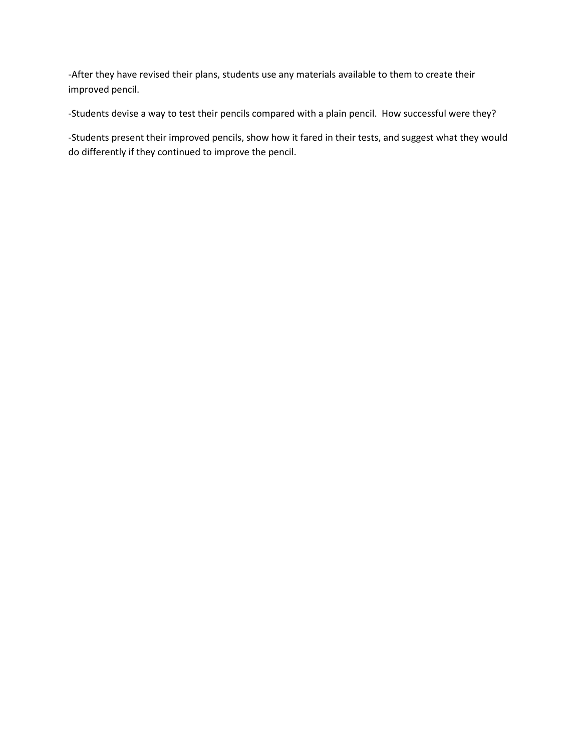-After they have revised their plans, students use any materials available to them to create their improved pencil.

-Students devise a way to test their pencils compared with a plain pencil.  How successful were they?

-Students present their improved pencils, show how it fared in their tests, and suggest what they would do differently if they continued to improve the pencil.